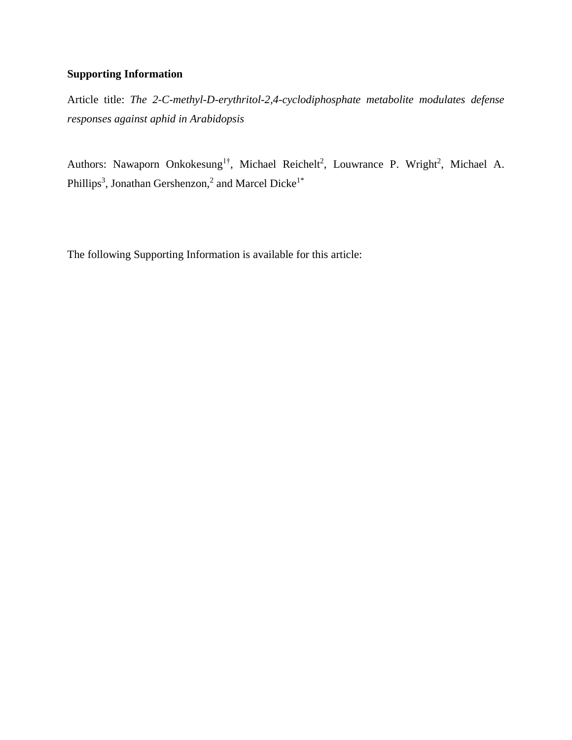**Supporting Information**

Article title: *The 2-C-methyl-D-erythritol-2,4-cyclodiphosphate metabolite modulates defense responses against aphid in Arabidopsis*

Authors: Nawaporn Onkokesung[1†], Michael Reichelt[2], Louwrance P. Wright[2], Michael A. Phillips[3], Jonathan Gershenzon,[2] and Marcel Dicke[1*]

The following Supporting Information is available for this article: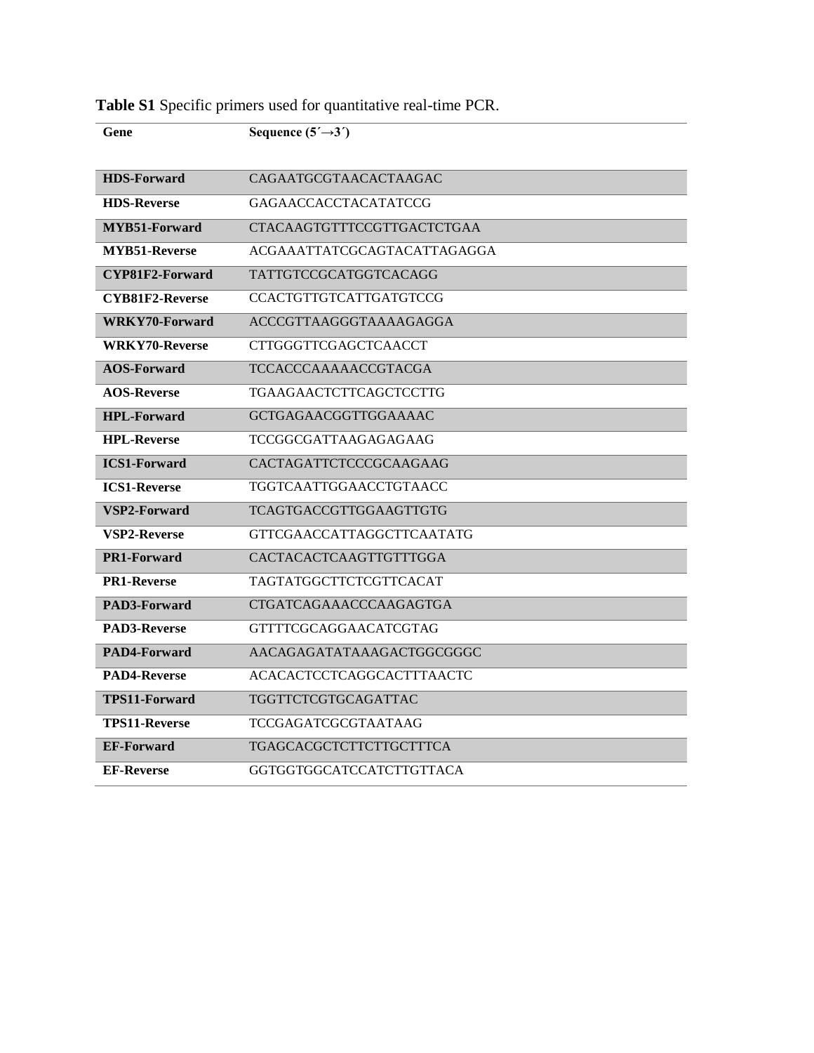**Table S1** Specific primers used for quantitative real-time PCR.

| Gene | Sequence (5´→3´) |
|---|---|
| **HDS-Forward** | CAGAATGCGTAACACTAAGAC |
| **HDS-Reverse** | GAGAACCACCTACATATCCG |
| **MYB51-Forward** | CTACAAGTGTTTCCGTTGACTCTGAA |
| **MYB51-Reverse** | ACGAAATTATCGCAGTACATTAGAGGA |
| **CYP81F2-Forward** | TATTGTCCGCATGGTCACAGG |
| **CYB81F2-Reverse** | CCACTGTTGTCATTGATGTCCG |
| **WRKY70-Forward** | ACCCGTTAAGGGTAAAAGAGGA |
| **WRKY70-Reverse** | CTTGGGTTCGAGCTCAACCT |
| **AOS-Forward** | TCCACCCAAAAACCGTACGA |
| **AOS-Reverse** | TGAAGAACTCTTCAGCTCCTTG |
| **HPL-Forward** | GCTGAGAACGGTTGGAAAAC |
| **HPL-Reverse** | TCCGGCGATTAAGAGAGAAG |
| **ICS1-Forward** | CACTAGATTCTCCCGCAAGAAG |
| **ICS1-Reverse** | TGGTCAATTGGAACCTGTAACC |
| **VSP2-Forward** | TCAGTGACCGTTGGAAGTTGTG |
| **VSP2-Reverse** | GTTCGAACCATTAGGCTTCAATATG |
| **PR1-Forward** | CACTACACTCAAGTTGTTTGGA |
| **PR1-Reverse** | TAGTATGGCTTCTCGTTCACAT |
| **PAD3-Forward** | CTGATCAGAAACCCAAGAGTGA |
| **PAD3-Reverse** | GTTTTCGCAGGAACATCGTAG |
| **PAD4-Forward** | AACAGAGATATAAAGACTGGCGGGC |
| **PAD4-Reverse** | ACACACTCCTCAGGCACTTTAACTC |
| **TPS11-Forward** | TGGTTCTCGTGCAGATTAC |
| **TPS11-Reverse** | TCCGAGATCGCGTAATAAG |
| **EF-Forward** | TGAGCACGCTCTTCTTGCTTTCA |
| **EF-Reverse** | GGTGGTGGCATCCATCTTGTTACA |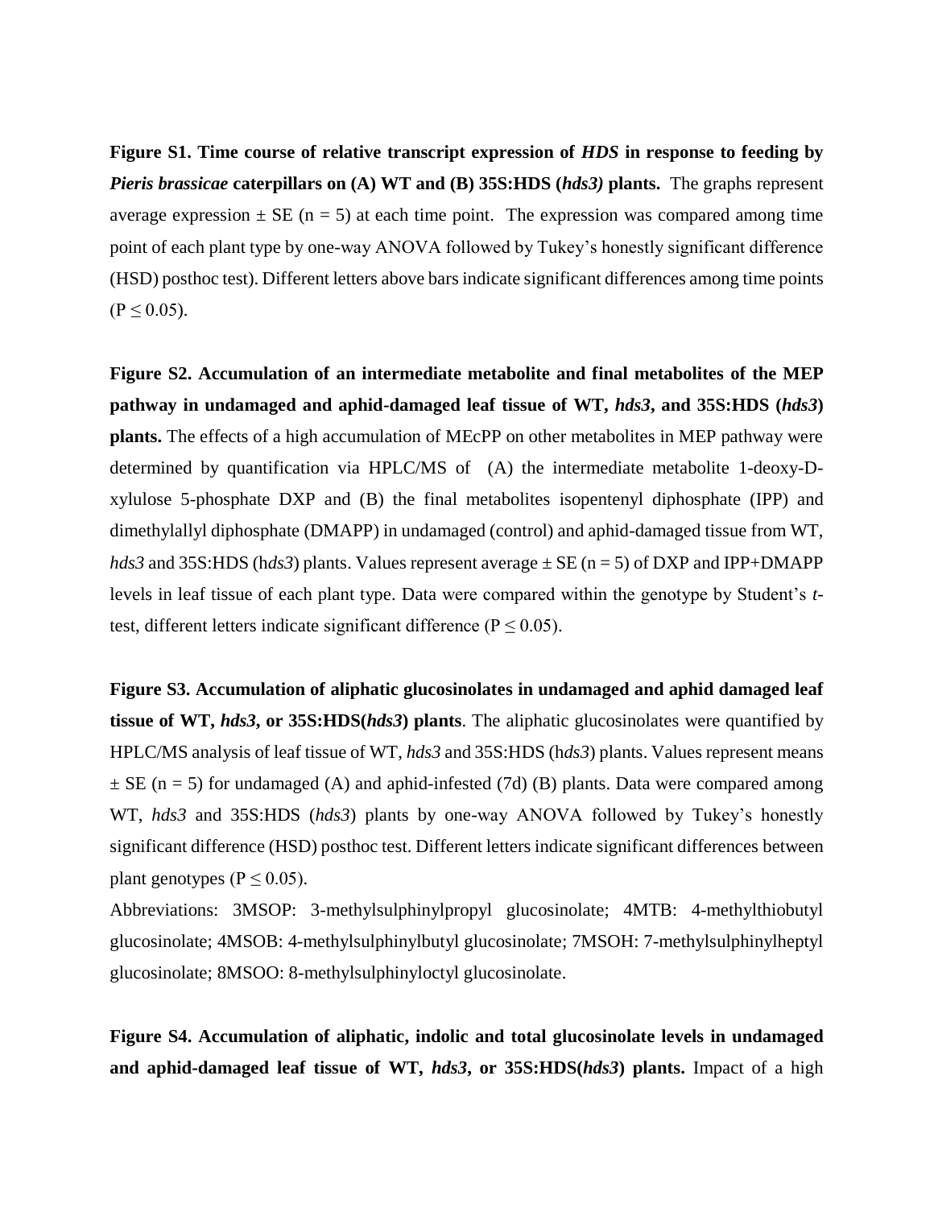**Figure S1. Time course of relative transcript expression of *HDS* in response to feeding by *Pieris brassicae* caterpillars on (A) WT and (B) 35S:HDS (*hds3)* plants.** The graphs represent average expression ± SE (n = 5) at each time point. The expression was compared among time point of each plant type by one-way ANOVA followed by Tukey's honestly significant difference (HSD) posthoc test). Different letters above bars indicate significant differences among time points (P ≤ 0.05).

**Figure S2. Accumulation of an intermediate metabolite and final metabolites of the MEP pathway in undamaged and aphid-damaged leaf tissue of WT, *hds3*, and 35S:HDS (*hds3*) plants.** The effects of a high accumulation of MEcPP on other metabolites in MEP pathway were determined by quantification via HPLC/MS of (A) the intermediate metabolite 1-deoxy-D-xylulose 5-phosphate DXP and (B) the final metabolites isopentenyl diphosphate (IPP) and dimethylallyl diphosphate (DMAPP) in undamaged (control) and aphid-damaged tissue from WT, *hds3* and 35S:HDS (h*ds3*) plants. Values represent average ± SE (n = 5) of DXP and IPP+DMAPP levels in leaf tissue of each plant type. Data were compared within the genotype by Student's *t*-test, different letters indicate significant difference (P ≤ 0.05).

**Figure S3. Accumulation of aliphatic glucosinolates in undamaged and aphid damaged leaf tissue of WT, *hds3*, or 35S:HDS(*hds3*) plants**. The aliphatic glucosinolates were quantified by HPLC/MS analysis of leaf tissue of WT, *hds3* and 35S:HDS (h*ds3*) plants. Values represent means ± SE (n = 5) for undamaged (A) and aphid-infested (7d) (B) plants. Data were compared among WT, *hds3* and 35S:HDS (*hds3*) plants by one-way ANOVA followed by Tukey's honestly significant difference (HSD) posthoc test. Different letters indicate significant differences between plant genotypes (P ≤ 0.05).

Abbreviations: 3MSOP: 3-methylsulphinylpropyl glucosinolate; 4MTB: 4-methylthiobutyl glucosinolate; 4MSOB: 4-methylsulphinylbutyl glucosinolate; 7MSOH: 7-methylsulphinylheptyl glucosinolate; 8MSOO: 8-methylsulphinyloctyl glucosinolate.

**Figure S4. Accumulation of aliphatic, indolic and total glucosinolate levels in undamaged and aphid-damaged leaf tissue of WT, *hds3*, or 35S:HDS(*hds3*) plants.** Impact of a high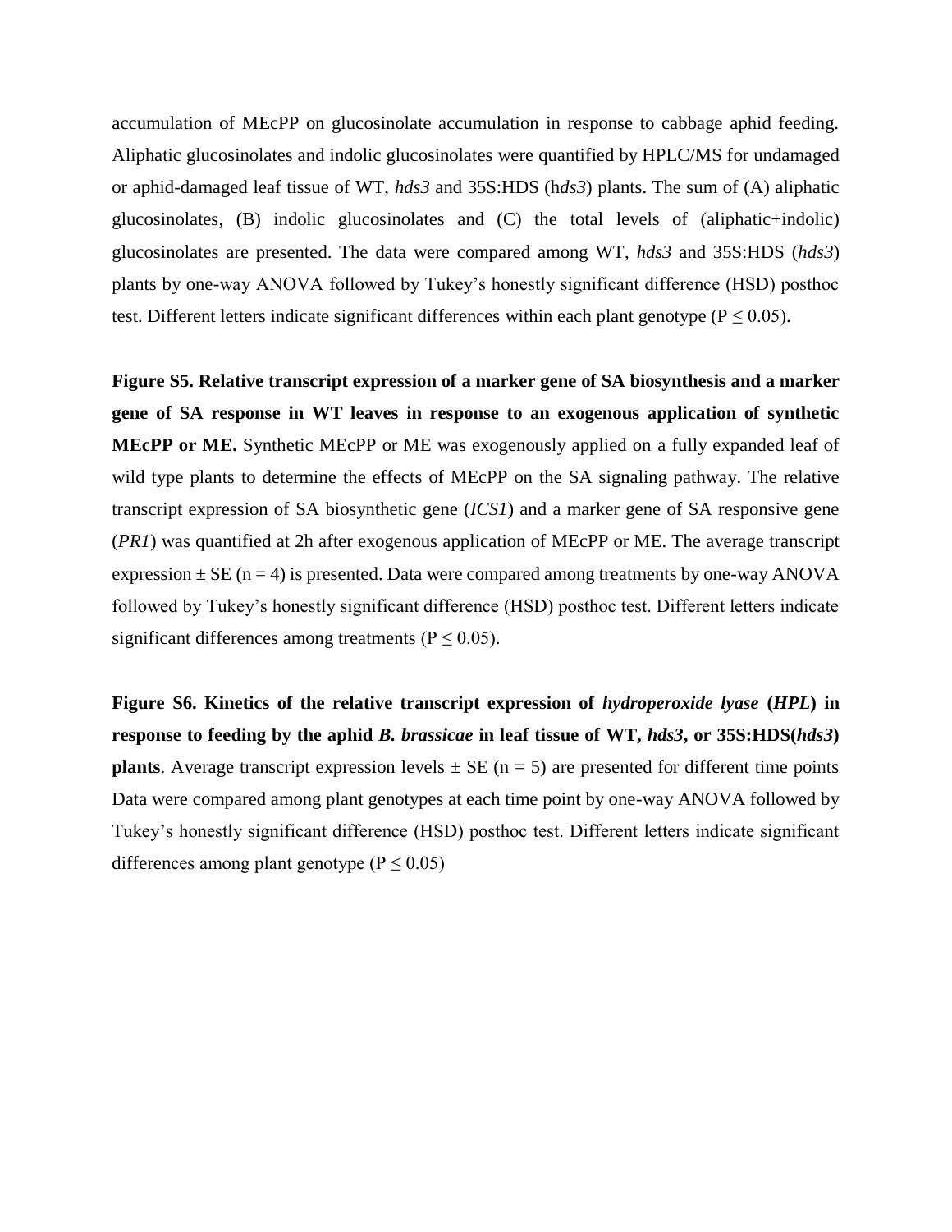accumulation of MEcPP on glucosinolate accumulation in response to cabbage aphid feeding. Aliphatic glucosinolates and indolic glucosinolates were quantified by HPLC/MS for undamaged or aphid-damaged leaf tissue of WT, *hds3* and 35S:HDS (h*ds3*) plants. The sum of (A) aliphatic glucosinolates, (B) indolic glucosinolates and (C) the total levels of (aliphatic+indolic) glucosinolates are presented. The data were compared among WT, *hds3* and 35S:HDS (*hds3*) plants by one-way ANOVA followed by Tukey's honestly significant difference (HSD) posthoc test. Different letters indicate significant differences within each plant genotype ($P \leq 0.05$).

**Figure S5. Relative transcript expression of a marker gene of SA biosynthesis and a marker gene of SA response in WT leaves in response to an exogenous application of synthetic MEcPP or ME.** Synthetic MEcPP or ME was exogenously applied on a fully expanded leaf of wild type plants to determine the effects of MEcPP on the SA signaling pathway. The relative transcript expression of SA biosynthetic gene (*ICS1*) and a marker gene of SA responsive gene (*PR1*) was quantified at 2h after exogenous application of MEcPP or ME. The average transcript expression ± SE ($n = 4$) is presented. Data were compared among treatments by one-way ANOVA followed by Tukey's honestly significant difference (HSD) posthoc test. Different letters indicate significant differences among treatments ($P \leq 0.05$).

**Figure S6. Kinetics of the relative transcript expression of *hydroperoxide lyase* (*HPL*) in response to feeding by the aphid *B. brassicae* in leaf tissue of WT, *hds3*, or 35S:HDS(*hds3*) plants**. Average transcript expression levels ± SE ($n = 5$) are presented for different time points Data were compared among plant genotypes at each time point by one-way ANOVA followed by Tukey's honestly significant difference (HSD) posthoc test. Different letters indicate significant differences among plant genotype ($P \leq 0.05$)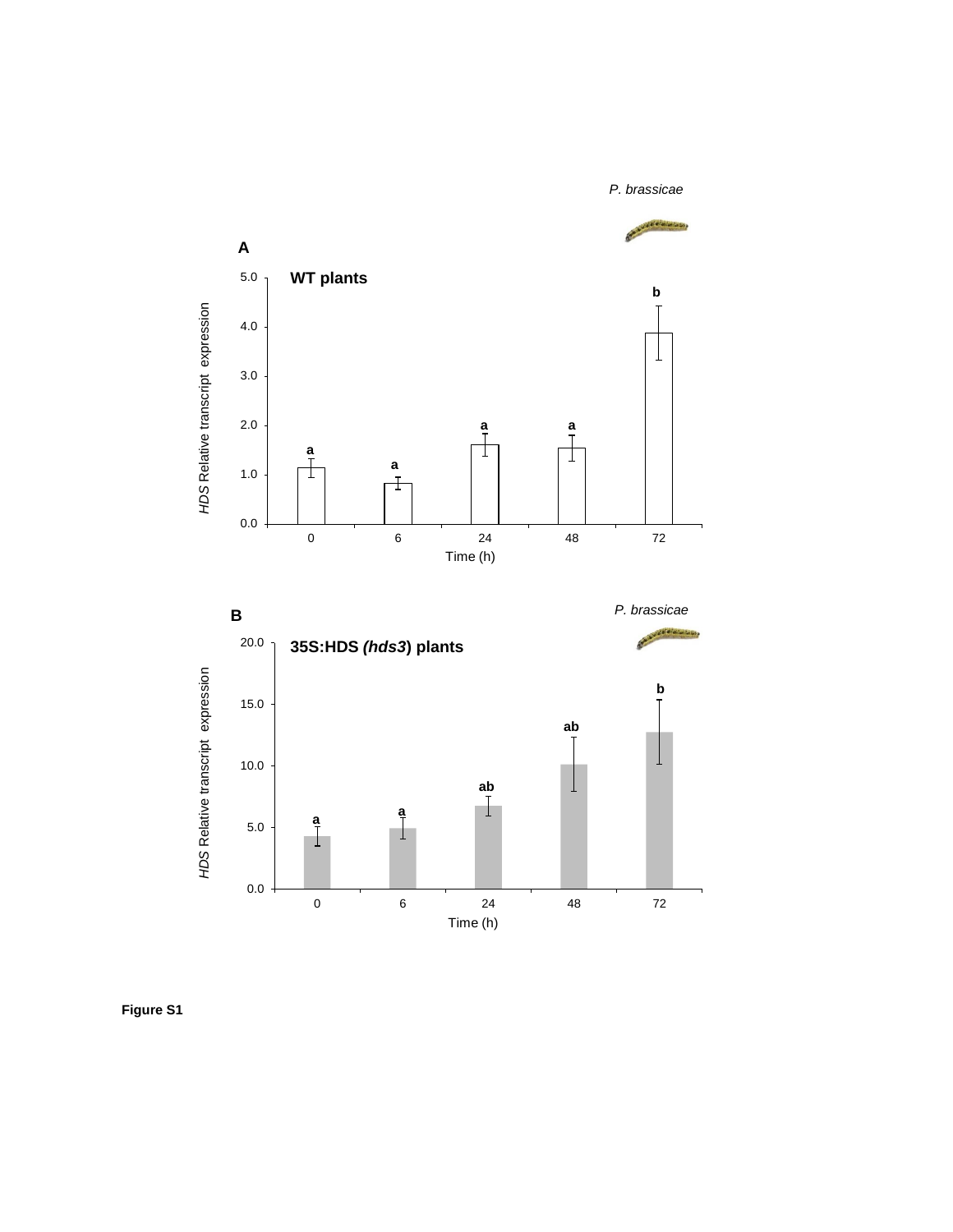Figure S1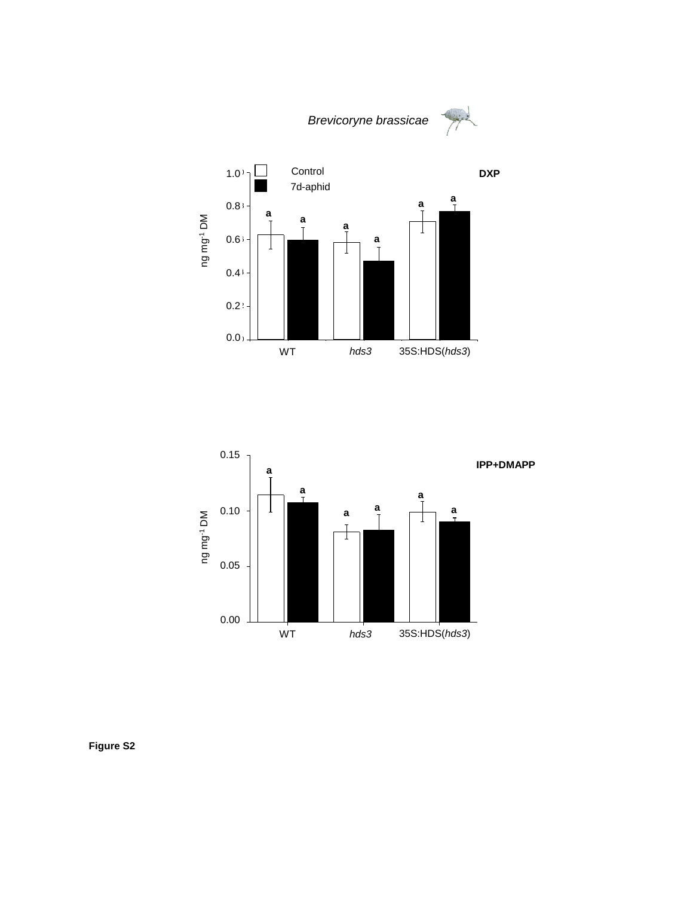*Brevicoryne brassicae*

**Figure S2**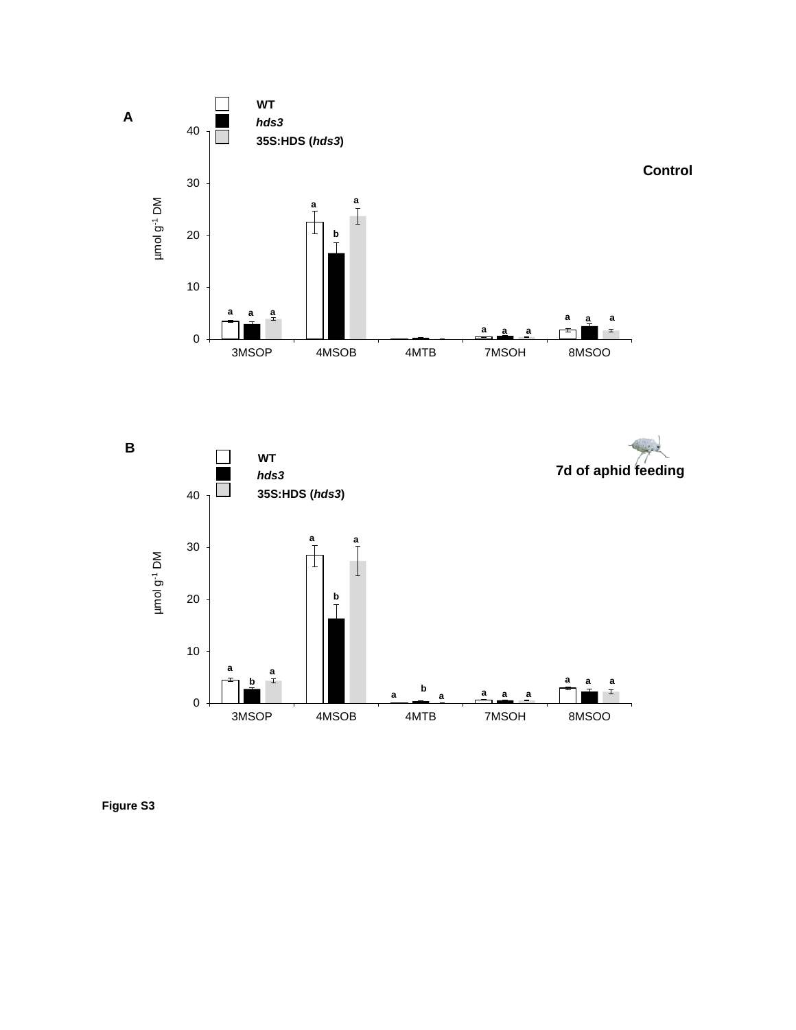Figure S3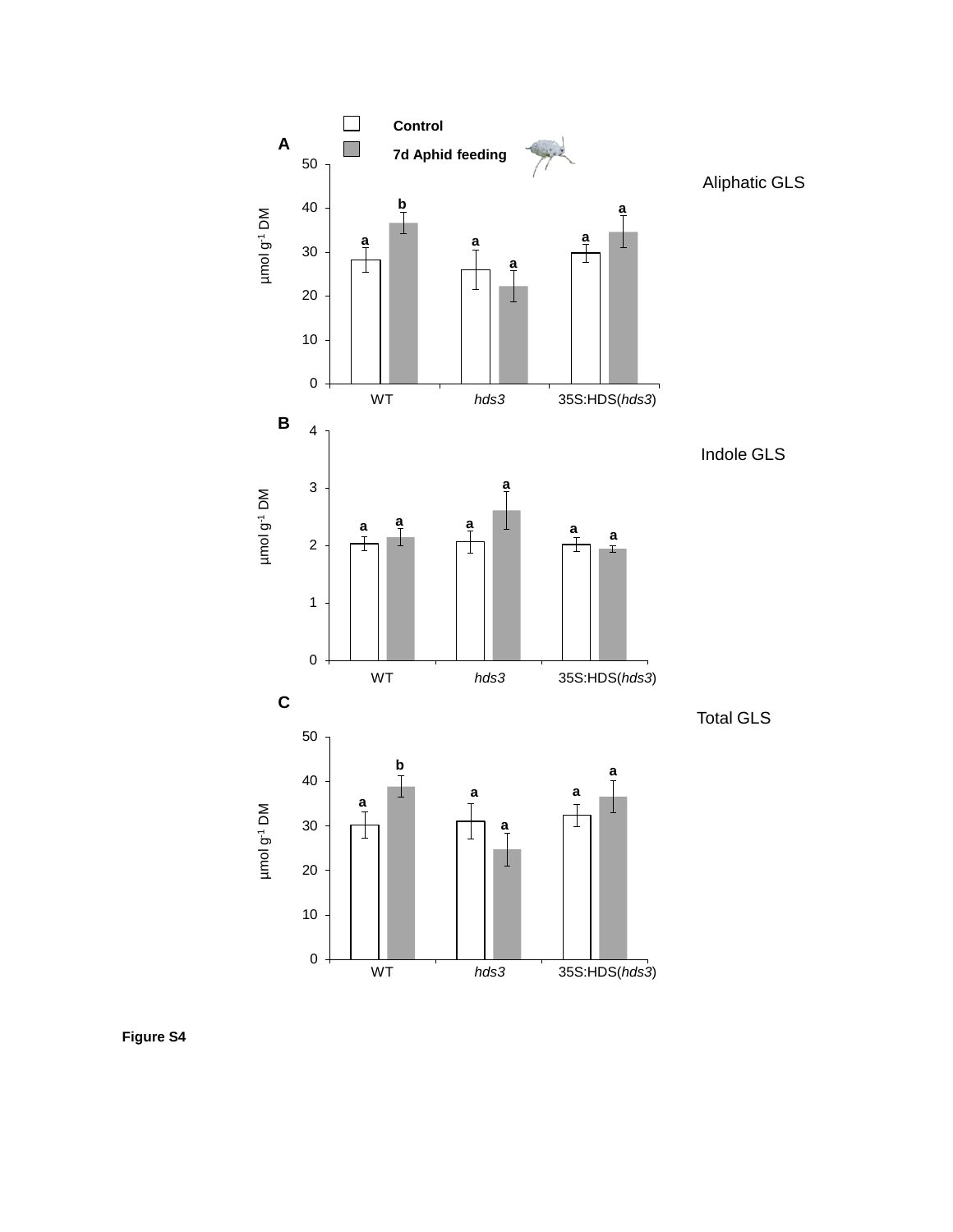Figure S4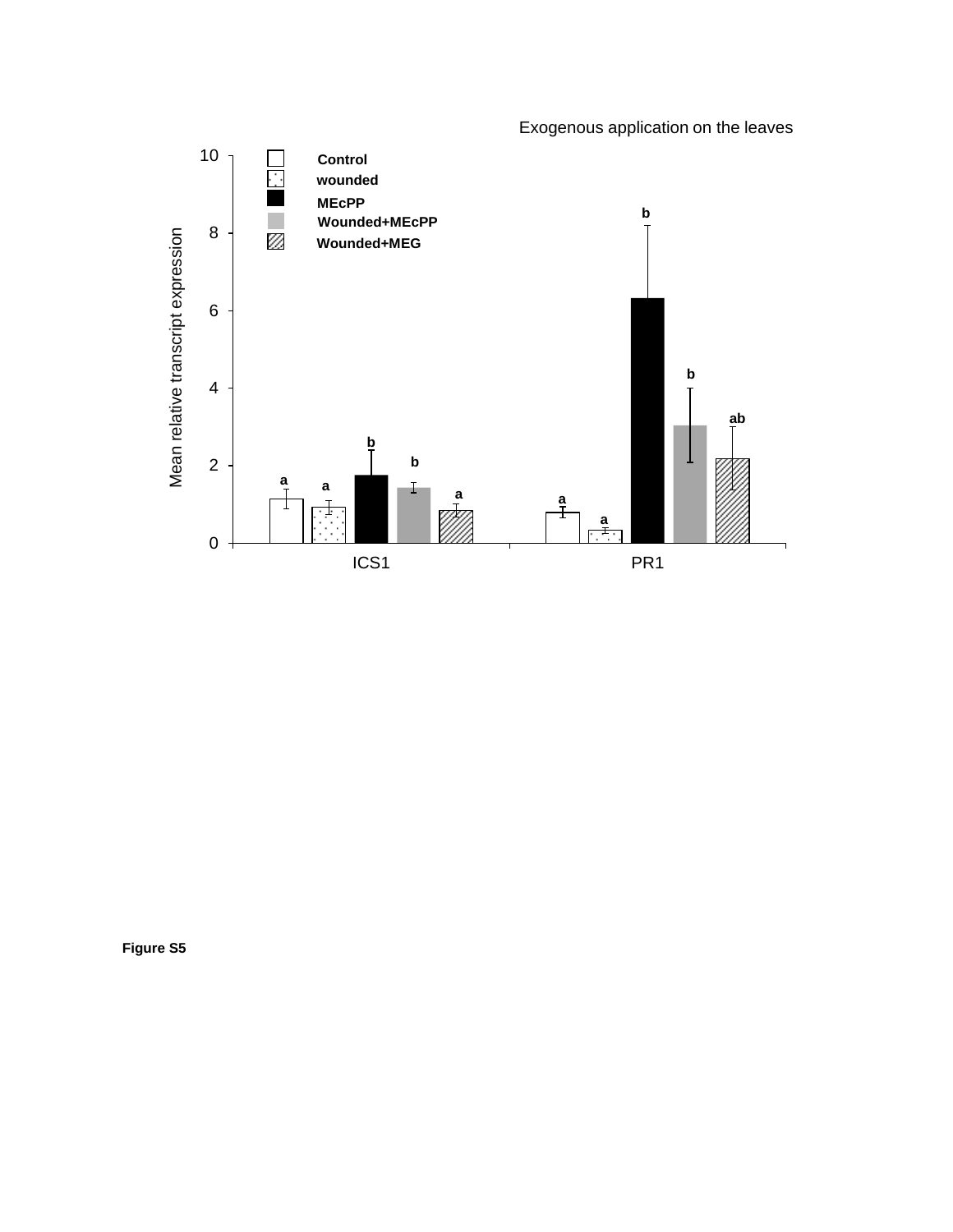Figure S5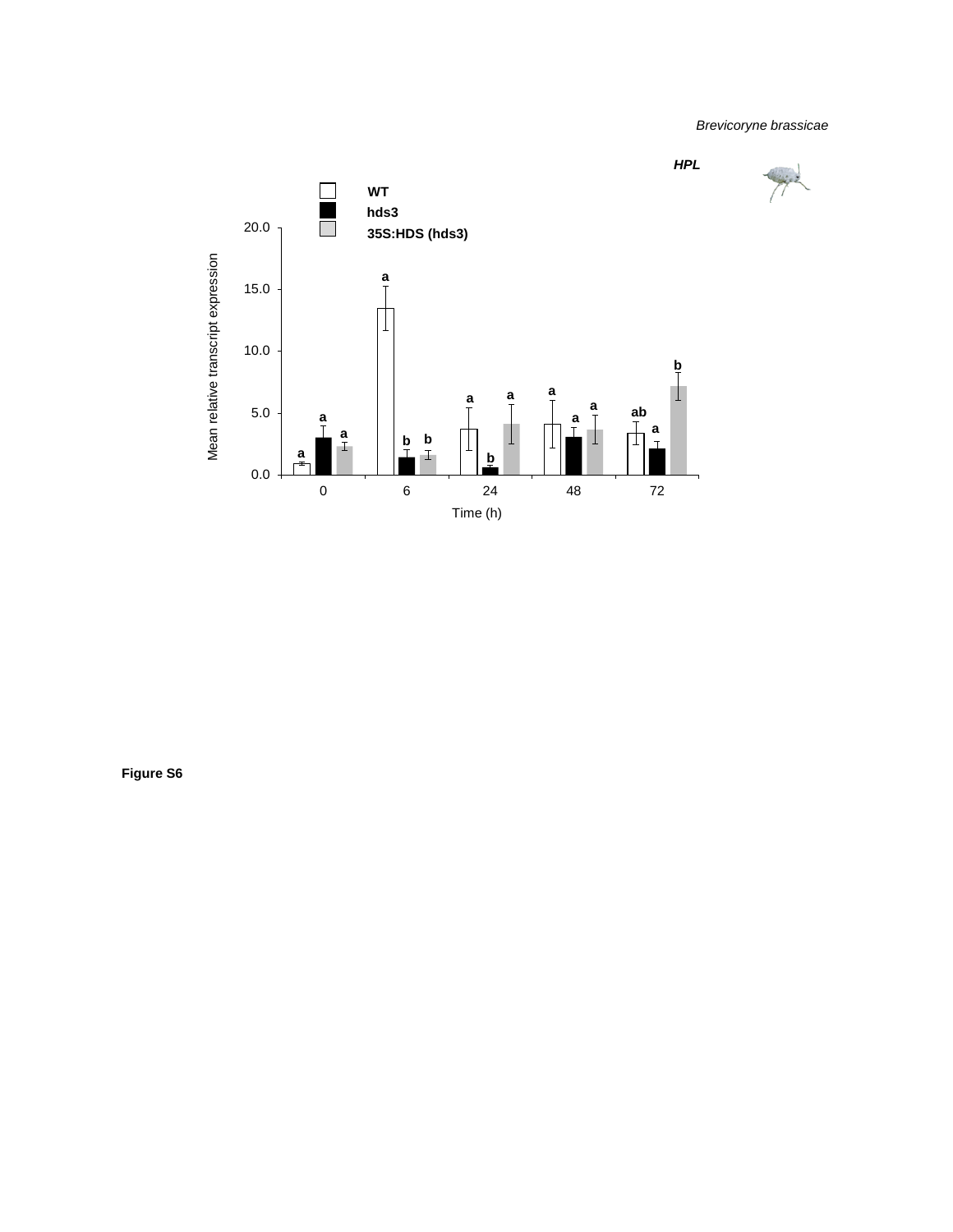*Brevicoryne brassicae*

***HPL***

WT

hds3

35S:HDS (hds3)

Mean relative transcript expression

20.0

15.0

10.0

5.0

0.0

a a a

a b b

a b a

a a a

ab a b

0 6 24 48 72

Time (h)

**Figure S6**